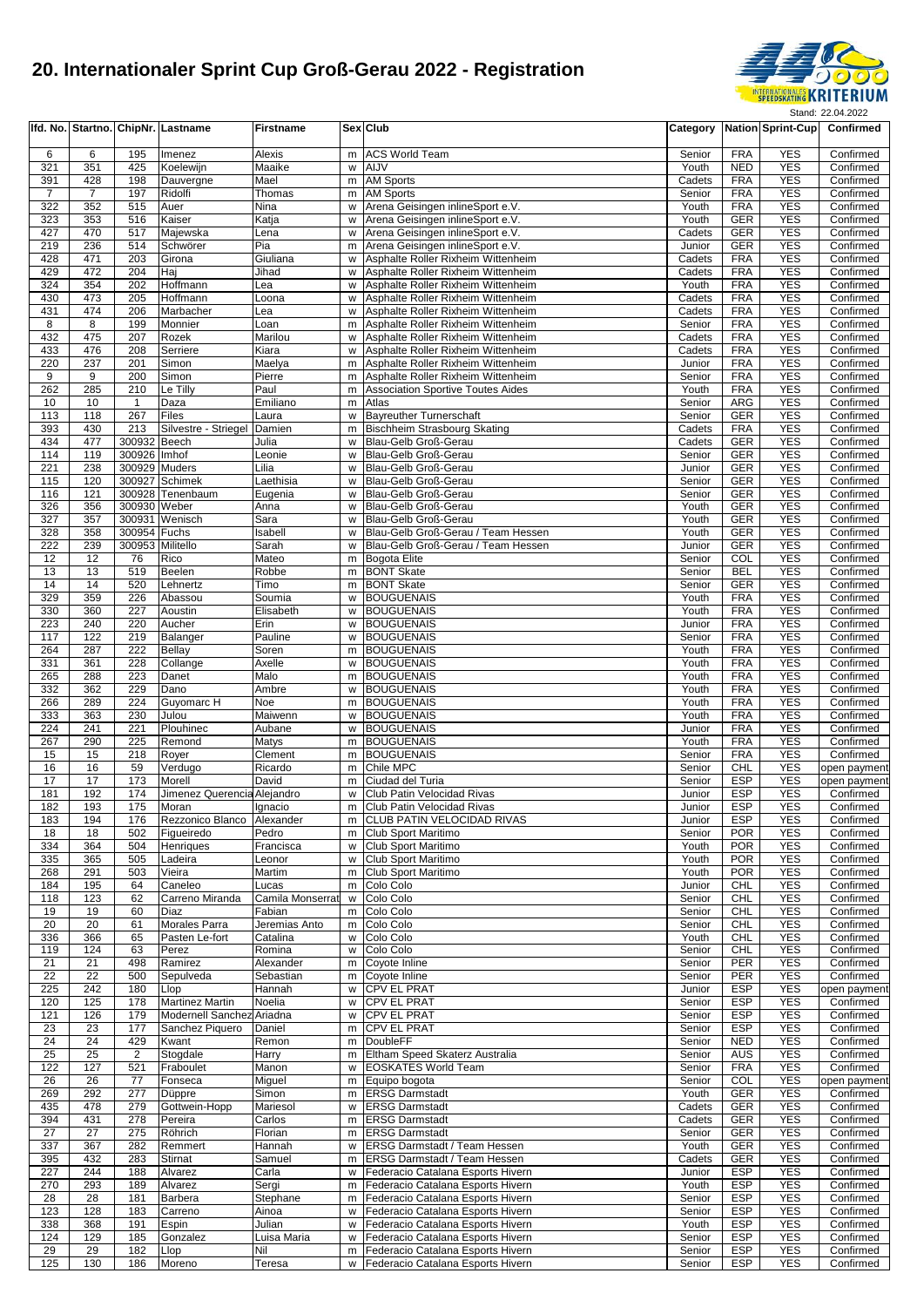# 20. Internationaler Sprint Cup Groß-Gerau 2022 - Registration

Stand: 22.04.2022

| lfd. No. | Startno. | ChipNr. | Lastname | Firstname | Sex | Club | Category | Nation | Sprint-Cup | Confirmed |
|---|---|---|---|---|---|---|---|---|---|---|
| 6 | 6 | 195 | Imenez | Alexis | m | ACS World Team | Senior | FRA | YES | Confirmed |
| 321 | 351 | 425 | Koelewijn | Maaike | w | AIJV | Youth | NED | YES | Confirmed |
| 391 | 428 | 198 | Dauvergne | Mael | m | AM Sports | Cadets | FRA | YES | Confirmed |
| 7 | 7 | 197 | Ridolfi | Thomas | m | AM Sports | Senior | FRA | YES | Confirmed |
| 322 | 352 | 515 | Auer | Nina | w | Arena Geisingen inlineSport e.V. | Youth | FRA | YES | Confirmed |
| 323 | 353 | 516 | Kaiser | Katja | w | Arena Geisingen inlineSport e.V. | Youth | GER | YES | Confirmed |
| 427 | 470 | 517 | Majewska | Lena | w | Arena Geisingen inlineSport e.V. | Cadets | GER | YES | Confirmed |
| 219 | 236 | 514 | Schwörer | Pia | m | Arena Geisingen inlineSport e.V. | Junior | GER | YES | Confirmed |
| 428 | 471 | 203 | Girona | Giuliana | w | Asphalte Roller Rixheim Wittenheim | Cadets | FRA | YES | Confirmed |
| 429 | 472 | 204 | Haj | Jihad | w | Asphalte Roller Rixheim Wittenheim | Cadets | FRA | YES | Confirmed |
| 324 | 354 | 202 | Hoffmann | Lea | w | Asphalte Roller Rixheim Wittenheim | Youth | FRA | YES | Confirmed |
| 430 | 473 | 205 | Hoffmann | Loona | w | Asphalte Roller Rixheim Wittenheim | Cadets | FRA | YES | Confirmed |
| 431 | 474 | 206 | Marbacher | Lea | w | Asphalte Roller Rixheim Wittenheim | Cadets | FRA | YES | Confirmed |
| 8 | 8 | 199 | Monnier | Loan | m | Asphalte Roller Rixheim Wittenheim | Senior | FRA | YES | Confirmed |
| 432 | 475 | 207 | Rozek | Marilou | w | Asphalte Roller Rixheim Wittenheim | Cadets | FRA | YES | Confirmed |
| 433 | 476 | 208 | Serriere | Kiara | w | Asphalte Roller Rixheim Wittenheim | Cadets | FRA | YES | Confirmed |
| 220 | 237 | 201 | Simon | Maelya | m | Asphalte Roller Rixheim Wittenheim | Junior | FRA | YES | Confirmed |
| 9 | 9 | 200 | Simon | Pierre | m | Asphalte Roller Rixheim Wittenheim | Senior | FRA | YES | Confirmed |
| 262 | 285 | 210 | Le Tilly | Paul | m | Association Sportive Toutes Aides | Youth | FRA | YES | Confirmed |
| 10 | 10 | 1 | Daza | Emiliano | m | Atlas | Senior | ARG | YES | Confirmed |
| 113 | 118 | 267 | Files | Laura | w | Bayreuther Turnerschaft | Senior | GER | YES | Confirmed |
| 393 | 430 | 213 | Silvestre - Striegel | Damien | m | Bischheim Strasbourg Skating | Cadets | FRA | YES | Confirmed |
| 434 | 477 | 300932 | Beech | Julia | w | Blau-Gelb Groß-Gerau | Cadets | GER | YES | Confirmed |
| 114 | 119 | 300926 | Imhof | Leonie | w | Blau-Gelb Groß-Gerau | Senior | GER | YES | Confirmed |
| 221 | 238 | 300929 | Muders | Lilia | w | Blau-Gelb Groß-Gerau | Junior | GER | YES | Confirmed |
| 115 | 120 | 300927 | Schimek | Laethisia | w | Blau-Gelb Groß-Gerau | Senior | GER | YES | Confirmed |
| 116 | 121 | 300928 | Tenenbaum | Eugenia | w | Blau-Gelb Groß-Gerau | Senior | GER | YES | Confirmed |
| 326 | 356 | 300930 | Weber | Anna | w | Blau-Gelb Groß-Gerau | Youth | GER | YES | Confirmed |
| 327 | 357 | 300931 | Wenisch | Sara | w | Blau-Gelb Groß-Gerau | Youth | GER | YES | Confirmed |
| 328 | 358 | 300954 | Fuchs | Isabell | w | Blau-Gelb Groß-Gerau / Team Hessen | Youth | GER | YES | Confirmed |
| 222 | 239 | 300953 | Militello | Sarah | w | Blau-Gelb Groß-Gerau / Team Hessen | Junior | GER | YES | Confirmed |
| 12 | 12 | 76 | Rico | Mateo | m | Bogota Elite | Senior | COL | YES | Confirmed |
| 13 | 13 | 519 | Beelen | Robbe | m | BONT Skate | Senior | BEL | YES | Confirmed |
| 14 | 14 | 520 | Lehnertz | Timo | m | BONT Skate | Senior | GER | YES | Confirmed |
| 329 | 359 | 226 | Abassou | Soumia | w | BOUGUENAIS | Youth | FRA | YES | Confirmed |
| 330 | 360 | 227 | Aoustin | Elisabeth | w | BOUGUENAIS | Youth | FRA | YES | Confirmed |
| 223 | 240 | 220 | Aucher | Erin | w | BOUGUENAIS | Junior | FRA | YES | Confirmed |
| 117 | 122 | 219 | Balanger | Pauline | w | BOUGUENAIS | Senior | FRA | YES | Confirmed |
| 264 | 287 | 222 | Bellay | Soren | m | BOUGUENAIS | Youth | FRA | YES | Confirmed |
| 331 | 361 | 228 | Collange | Axelle | w | BOUGUENAIS | Youth | FRA | YES | Confirmed |
| 265 | 288 | 223 | Danet | Malo | m | BOUGUENAIS | Youth | FRA | YES | Confirmed |
| 332 | 362 | 229 | Dano | Ambre | w | BOUGUENAIS | Youth | FRA | YES | Confirmed |
| 266 | 289 | 224 | Guyomarc H | Noe | m | BOUGUENAIS | Youth | FRA | YES | Confirmed |
| 333 | 363 | 230 | Julou | Maiwenn | w | BOUGUENAIS | Youth | FRA | YES | Confirmed |
| 224 | 241 | 221 | Plouhinec | Aubane | w | BOUGUENAIS | Junior | FRA | YES | Confirmed |
| 267 | 290 | 225 | Remond | Matys | m | BOUGUENAIS | Youth | FRA | YES | Confirmed |
| 15 | 15 | 218 | Royer | Clement | m | BOUGUENAIS | Senior | FRA | YES | Confirmed |
| 16 | 16 | 59 | Verdugo | Ricardo | m | Chile MPC | Senior | CHL | YES | open payment |
| 17 | 17 | 173 | Morell | David | m | Ciudad del Turia | Senior | ESP | YES | open payment |
| 181 | 192 | 174 | Jimenez Querencia | Alejandro | w | Club Patin Velocidad Rivas | Junior | ESP | YES | Confirmed |
| 182 | 193 | 175 | Moran | Ignacio | m | Club Patin Velocidad Rivas | Junior | ESP | YES | Confirmed |
| 183 | 194 | 176 | Rezzonico Blanco | Alexander | m | CLUB PATIN VELOCIDAD RIVAS | Junior | ESP | YES | Confirmed |
| 18 | 18 | 502 | Figueiredo | Pedro | m | Club Sport Maritimo | Senior | POR | YES | Confirmed |
| 334 | 364 | 504 | Henriques | Francisca | w | Club Sport Maritimo | Youth | POR | YES | Confirmed |
| 335 | 365 | 505 | Ladeira | Leonor | w | Club Sport Maritimo | Youth | POR | YES | Confirmed |
| 268 | 291 | 503 | Vieira | Martim | m | Club Sport Maritimo | Youth | POR | YES | Confirmed |
| 184 | 195 | 64 | Caneleo | Lucas | m | Colo Colo | Junior | CHL | YES | Confirmed |
| 118 | 123 | 62 | Carreno Miranda | Camila Monserrat | w | Colo Colo | Senior | CHL | YES | Confirmed |
| 19 | 19 | 60 | Diaz | Fabian | m | Colo Colo | Senior | CHL | YES | Confirmed |
| 20 | 20 | 61 | Morales Parra | Jeremias Anto | m | Colo Colo | Senior | CHL | YES | Confirmed |
| 336 | 366 | 65 | Pasten Le-fort | Catalina | w | Colo Colo | Youth | CHL | YES | Confirmed |
| 119 | 124 | 63 | Perez | Romina | w | Colo Colo | Senior | CHL | YES | Confirmed |
| 21 | 21 | 498 | Ramirez | Alexander | m | Coyote Inline | Senior | PER | YES | Confirmed |
| 22 | 22 | 500 | Sepulveda | Sebastian | m | Coyote Inline | Senior | PER | YES | Confirmed |
| 225 | 242 | 180 | Llop | Hannah | w | CPV EL PRAT | Junior | ESP | YES | open payment |
| 120 | 125 | 178 | Martinez Martin | Noelia | w | CPV EL PRAT | Senior | ESP | YES | Confirmed |
| 121 | 126 | 179 | Modernell Sanchez | Ariadna | w | CPV EL PRAT | Senior | ESP | YES | Confirmed |
| 23 | 23 | 177 | Sanchez Piquero | Daniel | m | CPV EL PRAT | Senior | ESP | YES | Confirmed |
| 24 | 24 | 429 | Kwant | Remon | m | DoubleFF | Senior | NED | YES | Confirmed |
| 25 | 25 | 2 | Stogdale | Harry | m | Eltham Speed Skaterz Australia | Senior | AUS | YES | Confirmed |
| 122 | 127 | 521 | Fraboulet | Manon | w | EOSKATES World Team | Senior | FRA | YES | Confirmed |
| 26 | 26 | 77 | Fonseca | Miguel | m | Equipo bogota | Senior | COL | YES | open payment |
| 269 | 292 | 277 | Düppre | Simon | m | ERSG Darmstadt | Youth | GER | YES | Confirmed |
| 435 | 478 | 279 | Gottwein-Hopp | Mariesol | w | ERSG Darmstadt | Cadets | GER | YES | Confirmed |
| 394 | 431 | 278 | Pereira | Carlos | m | ERSG Darmstadt | Cadets | GER | YES | Confirmed |
| 27 | 27 | 275 | Röhrich | Florian | m | ERSG Darmstadt | Senior | GER | YES | Confirmed |
| 337 | 367 | 282 | Remmert | Hannah | w | ERSG Darmstadt / Team Hessen | Youth | GER | YES | Confirmed |
| 395 | 432 | 283 | Stirnat | Samuel | m | ERSG Darmstadt / Team Hessen | Cadets | GER | YES | Confirmed |
| 227 | 244 | 188 | Alvarez | Carla | w | Federacio Catalana Esports Hivern | Junior | ESP | YES | Confirmed |
| 270 | 293 | 189 | Alvarez | Sergi | m | Federacio Catalana Esports Hivern | Youth | ESP | YES | Confirmed |
| 28 | 28 | 181 | Barbera | Stephane | m | Federacio Catalana Esports Hivern | Senior | ESP | YES | Confirmed |
| 123 | 128 | 183 | Carreno | Ainoa | w | Federacio Catalana Esports Hivern | Senior | ESP | YES | Confirmed |
| 338 | 368 | 191 | Espin | Julian | w | Federacio Catalana Esports Hivern | Youth | ESP | YES | Confirmed |
| 124 | 129 | 185 | Gonzalez | Luisa Maria | w | Federacio Catalana Esports Hivern | Senior | ESP | YES | Confirmed |
| 29 | 29 | 182 | Llop | Nil | m | Federacio Catalana Esports Hivern | Senior | ESP | YES | Confirmed |
| 125 | 130 | 186 | Moreno | Teresa | w | Federacio Catalana Esports Hivern | Senior | ESP | YES | Confirmed |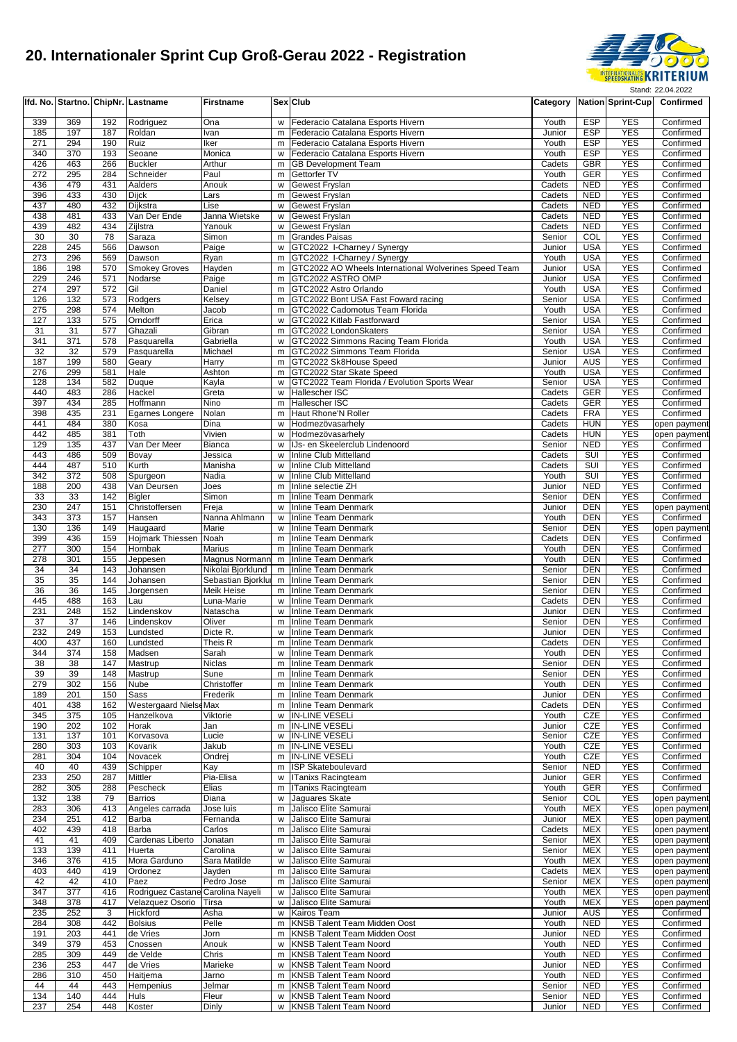# 20. Internationaler Sprint Cup Groß-Gerau 2022 - Registration

Stand: 22.04.2022

| lfd. No. | Startno. | ChipNr. | Lastname | Firstname | Sex | Club | Category | Nation | Sprint-Cup | Confirmed |
|---|---|---|---|---|---|---|---|---|---|---|
| 339 | 369 | 192 | Rodriguez | Ona | w | Federacio Catalana Esports Hivern | Youth | ESP | YES | Confirmed |
| 185 | 197 | 187 | Roldan | Ivan | m | Federacio Catalana Esports Hivern | Junior | ESP | YES | Confirmed |
| 271 | 294 | 190 | Ruiz | Iker | m | Federacio Catalana Esports Hivern | Youth | ESP | YES | Confirmed |
| 340 | 370 | 193 | Seoane | Monica | w | Federacio Catalana Esports Hivern | Youth | ESP | YES | Confirmed |
| 426 | 463 | 266 | Buckler | Arthur | m | GB Development Team | Cadets | GBR | YES | Confirmed |
| 272 | 295 | 284 | Schneider | Paul | m | Gettorfer TV | Youth | GER | YES | Confirmed |
| 436 | 479 | 431 | Aalders | Anouk | w | Gewest Fryslan | Cadets | NED | YES | Confirmed |
| 396 | 433 | 430 | Dijck | Lars | m | Gewest Fryslan | Cadets | NED | YES | Confirmed |
| 437 | 480 | 432 | Dijkstra | Lise | w | Gewest Fryslan | Cadets | NED | YES | Confirmed |
| 438 | 481 | 433 | Van Der Ende | Janna Wietske | w | Gewest Fryslan | Cadets | NED | YES | Confirmed |
| 439 | 482 | 434 | Zijlstra | Yanouk | w | Gewest Fryslan | Cadets | NED | YES | Confirmed |
| 30 | 30 | 78 | Saraza | Simon | m | Grandes Paisas | Senior | COL | YES | Confirmed |
| 228 | 245 | 566 | Dawson | Paige | w | GTC2022 I-Charney / Synergy | Junior | USA | YES | Confirmed |
| 273 | 296 | 569 | Dawson | Ryan | m | GTC2022 I-Charney / Synergy | Youth | USA | YES | Confirmed |
| 186 | 198 | 570 | Smokey Groves | Hayden | m | GTC2022 AO Wheels International Wolverines Speed Team | Junior | USA | YES | Confirmed |
| 229 | 246 | 571 | Nodarse | Paige | m | GTC2022 ASTRO OMP | Junior | USA | YES | Confirmed |
| 274 | 297 | 572 | Gil | Daniel | m | GTC2022 Astro Orlando | Youth | USA | YES | Confirmed |
| 126 | 132 | 573 | Rodgers | Kelsey | m | GTC2022 Bont USA Fast Foward racing | Senior | USA | YES | Confirmed |
| 275 | 298 | 574 | Melton | Jacob | m | GTC2022 Cadomotus Team Florida | Youth | USA | YES | Confirmed |
| 127 | 133 | 575 | Orndorff | Erica | w | GTC2022 Kitlab Fastforward | Senior | USA | YES | Confirmed |
| 31 | 31 | 577 | Ghazali | Gibran | m | GTC2022 LondonSkaters | Senior | USA | YES | Confirmed |
| 341 | 371 | 578 | Pasquarella | Gabriella | w | GTC2022 Simmons Racing Team Florida | Youth | USA | YES | Confirmed |
| 32 | 32 | 579 | Pasquarella | Michael | m | GTC2022 Simmons Team Florida | Senior | USA | YES | Confirmed |
| 187 | 199 | 580 | Geary | Harry | m | GTC2022 Sk8House Speed | Junior | AUS | YES | Confirmed |
| 276 | 299 | 581 | Hale | Ashton | m | GTC2022 Star Skate Speed | Youth | USA | YES | Confirmed |
| 128 | 134 | 582 | Duque | Kayla | w | GTC2022 Team Florida / Evolution Sports Wear | Senior | USA | YES | Confirmed |
| 440 | 483 | 286 | Hackel | Greta | w | Hallescher ISC | Cadets | GER | YES | Confirmed |
| 397 | 434 | 285 | Hoffmann | Nino | m | Hallescher ISC | Cadets | GER | YES | Confirmed |
| 398 | 435 | 231 | Egarnes Longere | Nolan | m | Haut Rhone'N Roller | Cadets | FRA | YES | Confirmed |
| 441 | 484 | 380 | Kosa | Dina | w | Hodmezövasarhely | Cadets | HUN | YES | open payment |
| 442 | 485 | 381 | Toth | Vivien | w | Hodmezövasarhely | Cadets | HUN | YES | open payment |
| 129 | 135 | 437 | Van Der Meer | Bianca | w | IJs- en Skeelerclub Lindenoord | Senior | NED | YES | Confirmed |
| 443 | 486 | 509 | Bovay | Jessica | w | Inline Club Mittelland | Cadets | SUI | YES | Confirmed |
| 444 | 487 | 510 | Kurth | Manisha | w | Inline Club Mittelland | Cadets | SUI | YES | Confirmed |
| 342 | 372 | 508 | Spurgeon | Nadia | w | Inline Club Mittelland | Youth | SUI | YES | Confirmed |
| 188 | 200 | 438 | Van Deursen | Joes | m | Inline selectie ZH | Junior | NED | YES | Confirmed |
| 33 | 33 | 142 | Bigler | Simon | m | Inline Team Denmark | Senior | DEN | YES | Confirmed |
| 230 | 247 | 151 | Christoffersen | Freja | w | Inline Team Denmark | Junior | DEN | YES | open payment |
| 343 | 373 | 157 | Hansen | Nanna Ahlmann | w | Inline Team Denmark | Youth | DEN | YES | Confirmed |
| 130 | 136 | 149 | Haugaard | Marie | w | Inline Team Denmark | Senior | DEN | YES | open payment |
| 399 | 436 | 159 | Hojmark Thiessen | Noah | m | Inline Team Denmark | Cadets | DEN | YES | Confirmed |
| 277 | 300 | 154 | Hornbak | Marius | m | Inline Team Denmark | Youth | DEN | YES | Confirmed |
| 278 | 301 | 155 | Jeppesen | Magnus Normann | m | Inline Team Denmark | Youth | DEN | YES | Confirmed |
| 34 | 34 | 143 | Johansen | Nikolai Bjorklund | m | Inline Team Denmark | Senior | DEN | YES | Confirmed |
| 35 | 35 | 144 | Johansen | Sebastian Bjorklu | m | Inline Team Denmark | Senior | DEN | YES | Confirmed |
| 36 | 36 | 145 | Jorgensen | Meik Heise | m | Inline Team Denmark | Senior | DEN | YES | Confirmed |
| 445 | 488 | 163 | Lau | Luna-Marie | w | Inline Team Denmark | Cadets | DEN | YES | Confirmed |
| 231 | 248 | 152 | Lindenskov | Natascha | w | Inline Team Denmark | Junior | DEN | YES | Confirmed |
| 37 | 37 | 146 | Lindenskov | Oliver | m | Inline Team Denmark | Senior | DEN | YES | Confirmed |
| 232 | 249 | 153 | Lundsted | Dicte R. | w | Inline Team Denmark | Junior | DEN | YES | Confirmed |
| 400 | 437 | 160 | Lundsted | Theis R | m | Inline Team Denmark | Cadets | DEN | YES | Confirmed |
| 344 | 374 | 158 | Madsen | Sarah | w | Inline Team Denmark | Youth | DEN | YES | Confirmed |
| 38 | 38 | 147 | Mastrup | Niclas | m | Inline Team Denmark | Senior | DEN | YES | Confirmed |
| 39 | 39 | 148 | Mastrup | Sune | m | Inline Team Denmark | Senior | DEN | YES | Confirmed |
| 279 | 302 | 156 | Nube | Christoffer | m | Inline Team Denmark | Youth | DEN | YES | Confirmed |
| 189 | 201 | 150 | Sass | Frederik | m | Inline Team Denmark | Junior | DEN | YES | Confirmed |
| 401 | 438 | 162 | Westergaard Nielse | Max | m | Inline Team Denmark | Cadets | DEN | YES | Confirmed |
| 345 | 375 | 105 | Hanzelkova | Viktorie | w | IN-LINE VESELi | Youth | CZE | YES | Confirmed |
| 190 | 202 | 102 | Horak | Jan | m | IN-LINE VESELi | Junior | CZE | YES | Confirmed |
| 131 | 137 | 101 | Korvasova | Lucie | w | IN-LINE VESELi | Senior | CZE | YES | Confirmed |
| 280 | 303 | 103 | Kovarik | Jakub | m | IN-LINE VESELi | Youth | CZE | YES | Confirmed |
| 281 | 304 | 104 | Novacek | Ondrej | m | IN-LINE VESELi | Youth | CZE | YES | Confirmed |
| 40 | 40 | 439 | Schipper | Kay | m | ISP Skateboulevard | Senior | NED | YES | Confirmed |
| 233 | 250 | 287 | Mittler | Pia-Elisa | w | ITanixs Racingteam | Junior | GER | YES | Confirmed |
| 282 | 305 | 288 | Pescheck | Elias | m | ITanixs Racingteam | Youth | GER | YES | Confirmed |
| 132 | 138 | 79 | Barrios | Diana | w | Jaguares Skate | Senior | COL | YES | open payment |
| 283 | 306 | 413 | Angeles carrada | Jose luis | m | Jalisco Elite Samurai | Youth | MEX | YES | open payment |
| 234 | 251 | 412 | Barba | Fernanda | w | Jalisco Elite Samurai | Junior | MEX | YES | open payment |
| 402 | 439 | 418 | Barba | Carlos | m | Jalisco Elite Samurai | Cadets | MEX | YES | open payment |
| 41 | 41 | 409 | Cardenas Liberto | Jonatan | m | Jalisco Elite Samurai | Senior | MEX | YES | open payment |
| 133 | 139 | 411 | Huerta | Carolina | w | Jalisco Elite Samurai | Senior | MEX | YES | open payment |
| 346 | 376 | 415 | Mora Garduno | Sara Matilde | w | Jalisco Elite Samurai | Youth | MEX | YES | open payment |
| 403 | 440 | 419 | Ordonez | Jayden | m | Jalisco Elite Samurai | Cadets | MEX | YES | open payment |
| 42 | 42 | 410 | Paez | Pedro Jose | m | Jalisco Elite Samurai | Senior | MEX | YES | open payment |
| 347 | 377 | 416 | Rodriguez Castane | Carolina Nayeli | w | Jalisco Elite Samurai | Youth | MEX | YES | open payment |
| 348 | 378 | 417 | Velazquez Osorio | Tirsa | w | Jalisco Elite Samurai | Youth | MEX | YES | open payment |
| 235 | 252 | 3 | Hickford | Asha | w | Kairos Team | Junior | AUS | YES | Confirmed |
| 284 | 308 | 442 | Bolsius | Pelle | m | KNSB Talent Team Midden Oost | Youth | NED | YES | Confirmed |
| 191 | 203 | 441 | de Vries | Jorn | m | KNSB Talent Team Midden Oost | Junior | NED | YES | Confirmed |
| 349 | 379 | 453 | Cnossen | Anouk | w | KNSB Talent Team Noord | Youth | NED | YES | Confirmed |
| 285 | 309 | 449 | de Velde | Chris | m | KNSB Talent Team Noord | Youth | NED | YES | Confirmed |
| 236 | 253 | 447 | de Vries | Marieke | w | KNSB Talent Team Noord | Junior | NED | YES | Confirmed |
| 286 | 310 | 450 | Haitjema | Jarno | m | KNSB Talent Team Noord | Youth | NED | YES | Confirmed |
| 44 | 44 | 443 | Hempenius | Jelmar | m | KNSB Talent Team Noord | Senior | NED | YES | Confirmed |
| 134 | 140 | 444 | Huls | Fleur | w | KNSB Talent Team Noord | Senior | NED | YES | Confirmed |
| 237 | 254 | 448 | Koster | Dinly | w | KNSB Talent Team Noord | Junior | NED | YES | Confirmed |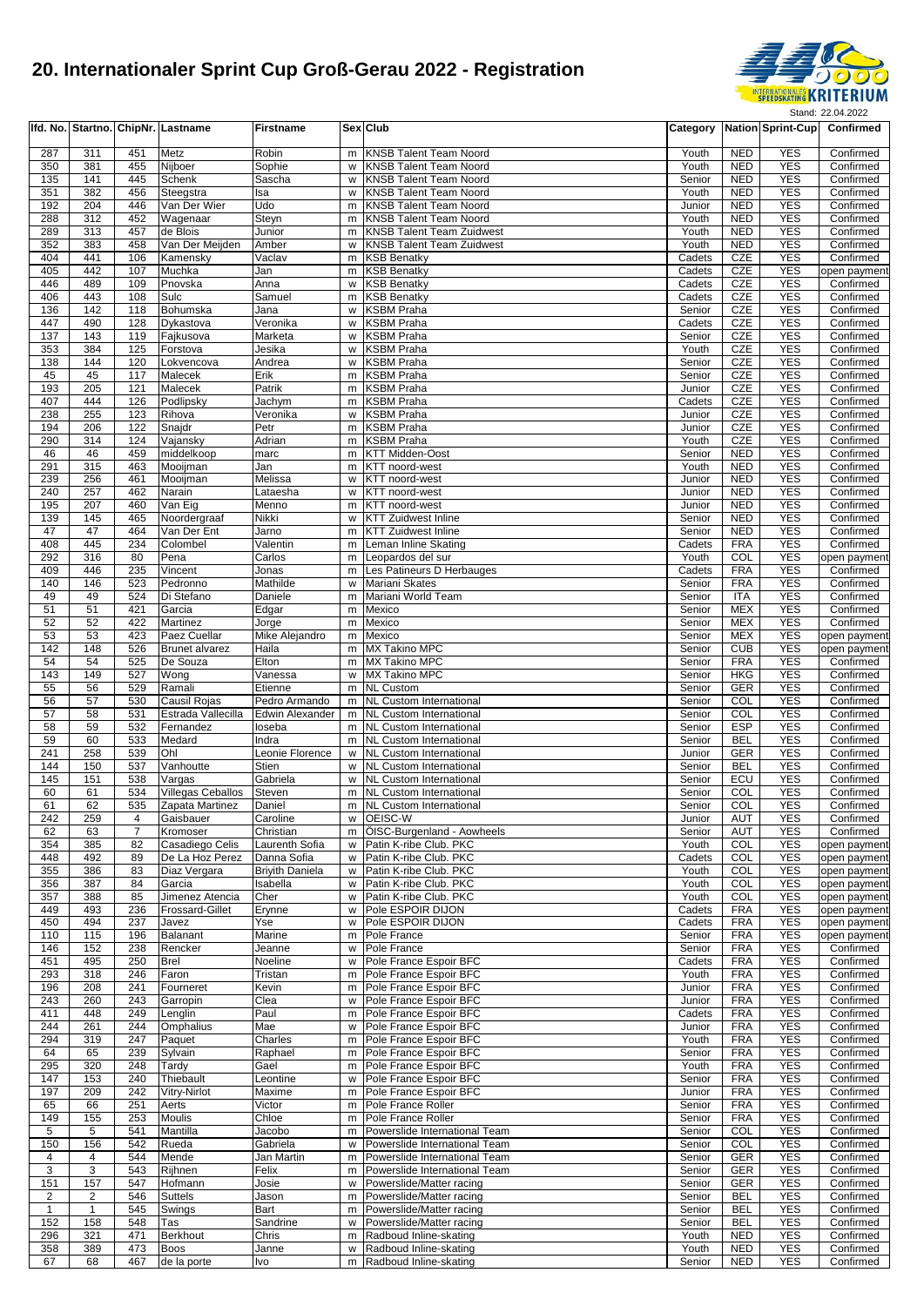# 20. Internationaler Sprint Cup Groß-Gerau 2022 - Registration

Stand: 22.04.2022

| lfd. No. | Startno. | ChipNr. | Lastname | Firstname | Sex | Club | Category | Nation | Sprint-Cup | Confirmed |
|---|---|---|---|---|---|---|---|---|---|---|
| 287 | 311 | 451 | Metz | Robin | m | KNSB Talent Team Noord | Youth | NED | YES | Confirmed |
| 350 | 381 | 455 | Nijboer | Sophie | w | KNSB Talent Team Noord | Youth | NED | YES | Confirmed |
| 135 | 141 | 445 | Schenk | Sascha | w | KNSB Talent Team Noord | Senior | NED | YES | Confirmed |
| 351 | 382 | 456 | Steegstra | Isa | w | KNSB Talent Team Noord | Youth | NED | YES | Confirmed |
| 192 | 204 | 446 | Van Der Wier | Udo | m | KNSB Talent Team Noord | Junior | NED | YES | Confirmed |
| 288 | 312 | 452 | Wagenaar | Steyn | m | KNSB Talent Team Noord | Youth | NED | YES | Confirmed |
| 289 | 313 | 457 | de Blois | Junior | m | KNSB Talent Team Zuidwest | Youth | NED | YES | Confirmed |
| 352 | 383 | 458 | Van Der Meijden | Amber | w | KNSB Talent Team Zuidwest | Youth | NED | YES | Confirmed |
| 404 | 441 | 106 | Kamensky | Vaclav | m | KSB Benatky | Cadets | CZE | YES | Confirmed |
| 405 | 442 | 107 | Muchka | Jan | m | KSB Benatky | Cadets | CZE | YES | open payment |
| 446 | 489 | 109 | Pnovska | Anna | w | KSB Benatky | Cadets | CZE | YES | Confirmed |
| 406 | 443 | 108 | Sulc | Samuel | m | KSB Benatky | Cadets | CZE | YES | Confirmed |
| 136 | 142 | 118 | Bohumska | Jana | w | KSBM Praha | Senior | CZE | YES | Confirmed |
| 447 | 490 | 128 | Dykastova | Veronika | w | KSBM Praha | Cadets | CZE | YES | Confirmed |
| 137 | 143 | 119 | Fajkusova | Marketa | w | KSBM Praha | Senior | CZE | YES | Confirmed |
| 353 | 384 | 125 | Forstova | Jesika | w | KSBM Praha | Youth | CZE | YES | Confirmed |
| 138 | 144 | 120 | Lokvencova | Andrea | w | KSBM Praha | Senior | CZE | YES | Confirmed |
| 45 | 45 | 117 | Malecek | Erik | m | KSBM Praha | Senior | CZE | YES | Confirmed |
| 193 | 205 | 121 | Malecek | Patrik | m | KSBM Praha | Junior | CZE | YES | Confirmed |
| 407 | 444 | 126 | Podlipsky | Jachym | m | KSBM Praha | Cadets | CZE | YES | Confirmed |
| 238 | 255 | 123 | Rihova | Veronika | w | KSBM Praha | Junior | CZE | YES | Confirmed |
| 194 | 206 | 122 | Snajdr | Petr | m | KSBM Praha | Junior | CZE | YES | Confirmed |
| 290 | 314 | 124 | Vajansky | Adrian | m | KSBM Praha | Youth | CZE | YES | Confirmed |
| 46 | 46 | 459 | middelkoop | marc | m | KTT Midden-Oost | Senior | NED | YES | Confirmed |
| 291 | 315 | 463 | Mooijman | Jan | m | KTT noord-west | Youth | NED | YES | Confirmed |
| 239 | 256 | 461 | Mooijman | Melissa | w | KTT noord-west | Junior | NED | YES | Confirmed |
| 240 | 257 | 462 | Narain | Lataesha | w | KTT noord-west | Junior | NED | YES | Confirmed |
| 195 | 207 | 460 | Van Eig | Menno | m | KTT noord-west | Junior | NED | YES | Confirmed |
| 139 | 145 | 465 | Noordergraaf | Nikki | w | KTT Zuidwest Inline | Senior | NED | YES | Confirmed |
| 47 | 47 | 464 | Van Der Ent | Jarno | m | KTT Zuidwest Inline | Senior | NED | YES | Confirmed |
| 408 | 445 | 234 | Colombel | Valentin | m | Leman Inline Skating | Cadets | FRA | YES | Confirmed |
| 292 | 316 | 80 | Pena | Carlos | m | Leopardos del sur | Youth | COL | YES | open payment |
| 409 | 446 | 235 | Vincent | Jonas | m | Les Patineurs D Herbauges | Cadets | FRA | YES | Confirmed |
| 140 | 146 | 523 | Pedronno | Mathilde | w | Mariani Skates | Senior | FRA | YES | Confirmed |
| 49 | 49 | 524 | Di Stefano | Daniele | m | Mariani World Team | Senior | ITA | YES | Confirmed |
| 51 | 51 | 421 | Garcia | Edgar | m | Mexico | Senior | MEX | YES | Confirmed |
| 52 | 52 | 422 | Martinez | Jorge | m | Mexico | Senior | MEX | YES | Confirmed |
| 53 | 53 | 423 | Paez Cuellar | Mike Alejandro | m | Mexico | Senior | MEX | YES | open payment |
| 142 | 148 | 526 | Brunet alvarez | Haila | m | MX Takino MPC | Senior | CUB | YES | open payment |
| 54 | 54 | 525 | De Souza | Elton | m | MX Takino MPC | Senior | FRA | YES | Confirmed |
| 143 | 149 | 527 | Wong | Vanessa | w | MX Takino MPC | Senior | HKG | YES | Confirmed |
| 55 | 56 | 529 | Ramali | Etienne | m | NL Custom | Senior | GER | YES | Confirmed |
| 56 | 57 | 530 | Causil Rojas | Pedro Armando | m | NL Custom International | Senior | COL | YES | Confirmed |
| 57 | 58 | 531 | Estrada Vallecilla | Edwin Alexander | m | NL Custom International | Senior | COL | YES | Confirmed |
| 58 | 59 | 532 | Fernandez | loseba | m | NL Custom International | Senior | ESP | YES | Confirmed |
| 59 | 60 | 533 | Medard | Indra | m | NL Custom International | Senior | BEL | YES | Confirmed |
| 241 | 258 | 539 | Ohl | Leonie Florence | w | NL Custom International | Junior | GER | YES | Confirmed |
| 144 | 150 | 537 | Vanhoutte | Stien | w | NL Custom International | Senior | BEL | YES | Confirmed |
| 145 | 151 | 538 | Vargas | Gabriela | w | NL Custom International | Senior | ECU | YES | Confirmed |
| 60 | 61 | 534 | Villegas Ceballos | Steven | m | NL Custom International | Senior | COL | YES | Confirmed |
| 61 | 62 | 535 | Zapata Martinez | Daniel | m | NL Custom International | Senior | COL | YES | Confirmed |
| 242 | 259 | 4 | Gaisbauer | Caroline | w | OEISC-W | Junior | AUT | YES | Confirmed |
| 62 | 63 | 7 | Kromoser | Christian | m | ÖISC-Burgenland - Aowheels | Senior | AUT | YES | Confirmed |
| 354 | 385 | 82 | Casadiego Celis | Laurenth Sofia | w | Patin K-ribe Club. PKC | Youth | COL | YES | open payment |
| 448 | 492 | 89 | De La Hoz Perez | Danna Sofia | w | Patin K-ribe Club. PKC | Cadets | COL | YES | open payment |
| 355 | 386 | 83 | Diaz Vergara | Briyith Daniela | w | Patin K-ribe Club. PKC | Youth | COL | YES | open payment |
| 356 | 387 | 84 | Garcia | Isabella | w | Patin K-ribe Club. PKC | Youth | COL | YES | open payment |
| 357 | 388 | 85 | Jimenez Atencia | Cher | w | Patin K-ribe Club. PKC | Youth | COL | YES | open payment |
| 449 | 493 | 236 | Frossard-Gillet | Erynne | w | Pole ESPOIR DIJON | Cadets | FRA | YES | open payment |
| 450 | 494 | 237 | Javez | Yse | w | Pole ESPOIR DIJON | Cadets | FRA | YES | open payment |
| 110 | 115 | 196 | Balanant | Marine | m | Pole France | Senior | FRA | YES | open payment |
| 146 | 152 | 238 | Rencker | Jeanne | w | Pole France | Senior | FRA | YES | Confirmed |
| 451 | 495 | 250 | Brel | Noeline | w | Pole France Espoir BFC | Cadets | FRA | YES | Confirmed |
| 293 | 318 | 246 | Faron | Tristan | m | Pole France Espoir BFC | Youth | FRA | YES | Confirmed |
| 196 | 208 | 241 | Fourneret | Kevin | m | Pole France Espoir BFC | Junior | FRA | YES | Confirmed |
| 243 | 260 | 243 | Garropin | Clea | w | Pole France Espoir BFC | Junior | FRA | YES | Confirmed |
| 411 | 448 | 249 | Lenglin | Paul | m | Pole France Espoir BFC | Cadets | FRA | YES | Confirmed |
| 244 | 261 | 244 | Omphalius | Mae | w | Pole France Espoir BFC | Junior | FRA | YES | Confirmed |
| 294 | 319 | 247 | Paquet | Charles | m | Pole France Espoir BFC | Youth | FRA | YES | Confirmed |
| 64 | 65 | 239 | Sylvain | Raphael | m | Pole France Espoir BFC | Senior | FRA | YES | Confirmed |
| 295 | 320 | 248 | Tardy | Gael | m | Pole France Espoir BFC | Youth | FRA | YES | Confirmed |
| 147 | 153 | 240 | Thiebault | Leontine | w | Pole France Espoir BFC | Senior | FRA | YES | Confirmed |
| 197 | 209 | 242 | Vitry-Nirlot | Maxime | m | Pole France Espoir BFC | Junior | FRA | YES | Confirmed |
| 65 | 66 | 251 | Aerts | Victor | m | Pole France Roller | Senior | FRA | YES | Confirmed |
| 149 | 155 | 253 | Moulis | Chloe | m | Pole France Roller | Senior | FRA | YES | Confirmed |
| 5 | 5 | 541 | Mantilla | Jacobo | m | Powerslide International Team | Senior | COL | YES | Confirmed |
| 150 | 156 | 542 | Rueda | Gabriela | w | Powerslide International Team | Senior | COL | YES | Confirmed |
| 4 | 4 | 544 | Mende | Jan Martin | m | Powerslide International Team | Senior | GER | YES | Confirmed |
| 3 | 3 | 543 | Rijhnen | Felix | m | Powerslide International Team | Senior | GER | YES | Confirmed |
| 151 | 157 | 547 | Hofmann | Josie | w | Powerslide/Matter racing | Senior | GER | YES | Confirmed |
| 2 | 2 | 546 | Suttels | Jason | m | Powerslide/Matter racing | Senior | BEL | YES | Confirmed |
| 1 | 1 | 545 | Swings | Bart | m | Powerslide/Matter racing | Senior | BEL | YES | Confirmed |
| 152 | 158 | 548 | Tas | Sandrine | w | Powerslide/Matter racing | Senior | BEL | YES | Confirmed |
| 296 | 321 | 471 | Berkhout | Chris | m | Radboud Inline-skating | Youth | NED | YES | Confirmed |
| 358 | 389 | 473 | Boos | Janne | w | Radboud Inline-skating | Youth | NED | YES | Confirmed |
| 67 | 68 | 467 | de la porte | Ivo | m | Radboud Inline-skating | Senior | NED | YES | Confirmed |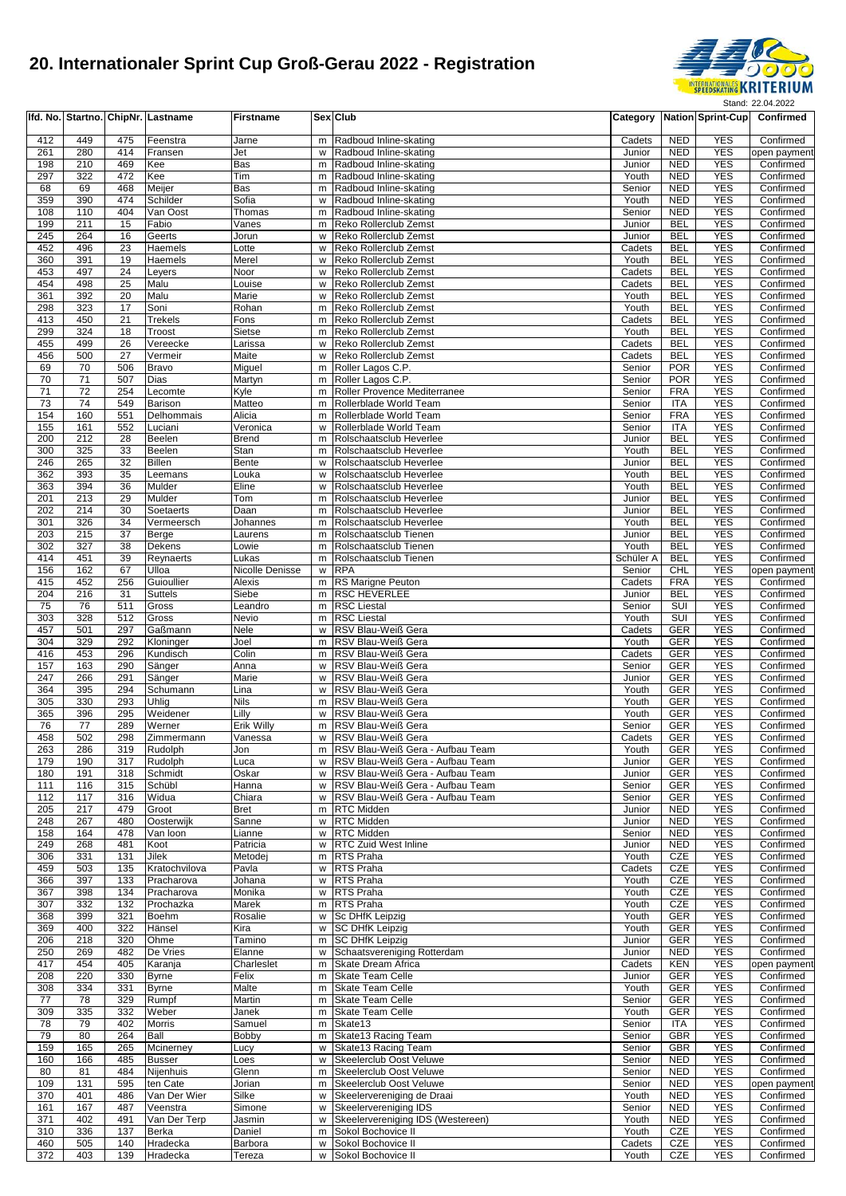# 20. Internationaler Sprint Cup Groß-Gerau 2022 - Registration

Stand: 22.04.2022

| lfd. No. | Startno. | ChipNr. | Lastname | Firstname | Sex | Club | Category | Nation | Sprint-Cup | Confirmed |
|---|---|---|---|---|---|---|---|---|---|---|
| 412 | 449 | 475 | Feenstra | Jarne | m | Radboud Inline-skating | Cadets | NED | YES | Confirmed |
| 261 | 280 | 414 | Fransen | Jet | w | Radboud Inline-skating | Junior | NED | YES | open payment |
| 198 | 210 | 469 | Kee | Bas | m | Radboud Inline-skating | Junior | NED | YES | Confirmed |
| 297 | 322 | 472 | Kee | Tim | m | Radboud Inline-skating | Youth | NED | YES | Confirmed |
| 68 | 69 | 468 | Meijer | Bas | m | Radboud Inline-skating | Senior | NED | YES | Confirmed |
| 359 | 390 | 474 | Schilder | Sofia | w | Radboud Inline-skating | Youth | NED | YES | Confirmed |
| 108 | 110 | 404 | Van Oost | Thomas | m | Radboud Inline-skating | Senior | NED | YES | Confirmed |
| 199 | 211 | 15 | Fabio | Vanes | m | Reko Rollerclub Zemst | Junior | BEL | YES | Confirmed |
| 245 | 264 | 16 | Geerts | Jorun | w | Reko Rollerclub Zemst | Junior | BEL | YES | Confirmed |
| 452 | 496 | 23 | Haemels | Lotte | w | Reko Rollerclub Zemst | Cadets | BEL | YES | Confirmed |
| 360 | 391 | 19 | Haemels | Merel | w | Reko Rollerclub Zemst | Youth | BEL | YES | Confirmed |
| 453 | 497 | 24 | Leyers | Noor | w | Reko Rollerclub Zemst | Cadets | BEL | YES | Confirmed |
| 454 | 498 | 25 | Malu | Louise | w | Reko Rollerclub Zemst | Cadets | BEL | YES | Confirmed |
| 361 | 392 | 20 | Malu | Marie | w | Reko Rollerclub Zemst | Youth | BEL | YES | Confirmed |
| 298 | 323 | 17 | Soni | Rohan | m | Reko Rollerclub Zemst | Youth | BEL | YES | Confirmed |
| 413 | 450 | 21 | Trekels | Fons | m | Reko Rollerclub Zemst | Cadets | BEL | YES | Confirmed |
| 299 | 324 | 18 | Troost | Sietse | m | Reko Rollerclub Zemst | Youth | BEL | YES | Confirmed |
| 455 | 499 | 26 | Vereecke | Larissa | w | Reko Rollerclub Zemst | Cadets | BEL | YES | Confirmed |
| 456 | 500 | 27 | Vermeir | Maite | w | Reko Rollerclub Zemst | Cadets | BEL | YES | Confirmed |
| 69 | 70 | 506 | Bravo | Miguel | m | Roller Lagos C.P. | Senior | POR | YES | Confirmed |
| 70 | 71 | 507 | Dias | Martyn | m | Roller Lagos C.P. | Senior | POR | YES | Confirmed |
| 71 | 72 | 254 | Lecomte | Kyle | m | Roller Provence Mediterranee | Senior | FRA | YES | Confirmed |
| 73 | 74 | 549 | Barison | Matteo | m | Rollerblade World Team | Senior | ITA | YES | Confirmed |
| 154 | 160 | 551 | Delhommais | Alicia | m | Rollerblade World Team | Senior | FRA | YES | Confirmed |
| 155 | 161 | 552 | Luciani | Veronica | w | Rollerblade World Team | Senior | ITA | YES | Confirmed |
| 200 | 212 | 28 | Beelen | Brend | m | Rolschaatsclub Heverlee | Junior | BEL | YES | Confirmed |
| 300 | 325 | 33 | Beelen | Stan | m | Rolschaatsclub Heverlee | Youth | BEL | YES | Confirmed |
| 246 | 265 | 32 | Billen | Bente | w | Rolschaatsclub Heverlee | Junior | BEL | YES | Confirmed |
| 362 | 393 | 35 | Leemans | Louka | w | Rolschaatsclub Heverlee | Youth | BEL | YES | Confirmed |
| 363 | 394 | 36 | Mulder | Eline | w | Rolschaatsclub Heverlee | Youth | BEL | YES | Confirmed |
| 201 | 213 | 29 | Mulder | Tom | m | Rolschaatsclub Heverlee | Junior | BEL | YES | Confirmed |
| 202 | 214 | 30 | Soetaerts | Daan | m | Rolschaatsclub Heverlee | Junior | BEL | YES | Confirmed |
| 301 | 326 | 34 | Vermeersch | Johannes | m | Rolschaatsclub Heverlee | Youth | BEL | YES | Confirmed |
| 203 | 215 | 37 | Berge | Laurens | m | Rolschaatsclub Tienen | Junior | BEL | YES | Confirmed |
| 302 | 327 | 38 | Dekens | Lowie | m | Rolschaatsclub Tienen | Youth | BEL | YES | Confirmed |
| 414 | 451 | 39 | Reynaerts | Lukas | m | Rolschaatsclub Tienen | Schüler A | BEL | YES | Confirmed |
| 156 | 162 | 67 | Ulloa | Nicolle Denisse | w | RPA | Senior | CHL | YES | open payment |
| 415 | 452 | 256 | Guioullier | Alexis | m | RS Marigne Peuton | Cadets | FRA | YES | Confirmed |
| 204 | 216 | 31 | Suttels | Siebe | m | RSC HEVERLEE | Junior | BEL | YES | Confirmed |
| 75 | 76 | 511 | Gross | Leandro | m | RSC Liestal | Senior | SUI | YES | Confirmed |
| 303 | 328 | 512 | Gross | Nevio | m | RSC Liestal | Youth | SUI | YES | Confirmed |
| 457 | 501 | 297 | Gaßmann | Nele | w | RSV Blau-Weiß Gera | Cadets | GER | YES | Confirmed |
| 304 | 329 | 292 | Kloninger | Joel | m | RSV Blau-Weiß Gera | Youth | GER | YES | Confirmed |
| 416 | 453 | 296 | Kundisch | Colin | m | RSV Blau-Weiß Gera | Cadets | GER | YES | Confirmed |
| 157 | 163 | 290 | Sänger | Anna | w | RSV Blau-Weiß Gera | Senior | GER | YES | Confirmed |
| 247 | 266 | 291 | Sänger | Marie | w | RSV Blau-Weiß Gera | Junior | GER | YES | Confirmed |
| 364 | 395 | 294 | Schumann | Lina | w | RSV Blau-Weiß Gera | Youth | GER | YES | Confirmed |
| 305 | 330 | 293 | Uhlig | Nils | m | RSV Blau-Weiß Gera | Youth | GER | YES | Confirmed |
| 365 | 396 | 295 | Weidener | Lilly | w | RSV Blau-Weiß Gera | Youth | GER | YES | Confirmed |
| 76 | 77 | 289 | Werner | Erik Willy | m | RSV Blau-Weiß Gera | Senior | GER | YES | Confirmed |
| 458 | 502 | 298 | Zimmermann | Vanessa | w | RSV Blau-Weiß Gera | Cadets | GER | YES | Confirmed |
| 263 | 286 | 319 | Rudolph | Jon | m | RSV Blau-Weiß Gera - Aufbau Team | Youth | GER | YES | Confirmed |
| 179 | 190 | 317 | Rudolph | Luca | w | RSV Blau-Weiß Gera - Aufbau Team | Junior | GER | YES | Confirmed |
| 180 | 191 | 318 | Schmidt | Oskar | w | RSV Blau-Weiß Gera - Aufbau Team | Junior | GER | YES | Confirmed |
| 111 | 116 | 315 | Schübl | Hanna | w | RSV Blau-Weiß Gera - Aufbau Team | Senior | GER | YES | Confirmed |
| 112 | 117 | 316 | Widua | Chiara | w | RSV Blau-Weiß Gera - Aufbau Team | Senior | GER | YES | Confirmed |
| 205 | 217 | 479 | Groot | Bret | m | RTC Midden | Junior | NED | YES | Confirmed |
| 248 | 267 | 480 | Oosterwijk | Sanne | w | RTC Midden | Junior | NED | YES | Confirmed |
| 158 | 164 | 478 | Van loon | Lianne | w | RTC Midden | Senior | NED | YES | Confirmed |
| 249 | 268 | 481 | Koot | Patricia | w | RTC Zuid West Inline | Junior | NED | YES | Confirmed |
| 306 | 331 | 131 | Jilek | Metodej | m | RTS Praha | Youth | CZE | YES | Confirmed |
| 459 | 503 | 135 | Kratochvilova | Pavla | w | RTS Praha | Cadets | CZE | YES | Confirmed |
| 366 | 397 | 133 | Pracharova | Johana | w | RTS Praha | Youth | CZE | YES | Confirmed |
| 367 | 398 | 134 | Pracharova | Monika | w | RTS Praha | Youth | CZE | YES | Confirmed |
| 307 | 332 | 132 | Prochazka | Marek | m | RTS Praha | Youth | CZE | YES | Confirmed |
| 368 | 399 | 321 | Boehm | Rosalie | w | Sc DHfK Leipzig | Youth | GER | YES | Confirmed |
| 369 | 400 | 322 | Hänsel | Kira | w | SC DHfK Leipzig | Youth | GER | YES | Confirmed |
| 206 | 218 | 320 | Ohme | Tamino | m | SC DHfK Leipzig | Junior | GER | YES | Confirmed |
| 250 | 269 | 482 | De Vries | Elanne | w | Schaatsvereniging Rotterdam | Junior | NED | YES | Confirmed |
| 417 | 454 | 405 | Karanja | Charleslet | m | Skate Dream Africa | Cadets | KEN | YES | open payment |
| 208 | 220 | 330 | Byrne | Felix | m | Skate Team Celle | Junior | GER | YES | Confirmed |
| 308 | 334 | 331 | Byrne | Malte | m | Skate Team Celle | Youth | GER | YES | Confirmed |
| 77 | 78 | 329 | Rumpf | Martin | m | Skate Team Celle | Senior | GER | YES | Confirmed |
| 309 | 335 | 332 | Weber | Janek | m | Skate Team Celle | Youth | GER | YES | Confirmed |
| 78 | 79 | 402 | Morris | Samuel | m | Skate13 | Senior | ITA | YES | Confirmed |
| 79 | 80 | 264 | Ball | Bobby | m | Skate13 Racing Team | Senior | GBR | YES | Confirmed |
| 159 | 165 | 265 | Mcinerney | Lucy | w | Skate13 Racing Team | Senior | GBR | YES | Confirmed |
| 160 | 166 | 485 | Busser | Loes | w | Skeelerclub Oost Veluwe | Senior | NED | YES | Confirmed |
| 80 | 81 | 484 | Nijenhuis | Glenn | m | Skeelerclub Oost Veluwe | Senior | NED | YES | Confirmed |
| 109 | 131 | 595 | ten Cate | Jorian | m | Skeelerclub Oost Veluwe | Senior | NED | YES | open payment |
| 370 | 401 | 486 | Van Der Wier | Silke | w | Skeelervereniging de Draai | Youth | NED | YES | Confirmed |
| 161 | 167 | 487 | Veenstra | Simone | w | Skeelervereniging IDS | Senior | NED | YES | Confirmed |
| 371 | 402 | 491 | Van Der Terp | Jasmin | w | Skeelervereniging IDS (Westereen) | Youth | NED | YES | Confirmed |
| 310 | 336 | 137 | Berka | Daniel | m | Sokol Bochovice II | Youth | CZE | YES | Confirmed |
| 460 | 505 | 140 | Hradecka | Barbora | w | Sokol Bochovice II | Cadets | CZE | YES | Confirmed |
| 372 | 403 | 139 | Hradecka | Tereza | w | Sokol Bochovice II | Youth | CZE | YES | Confirmed |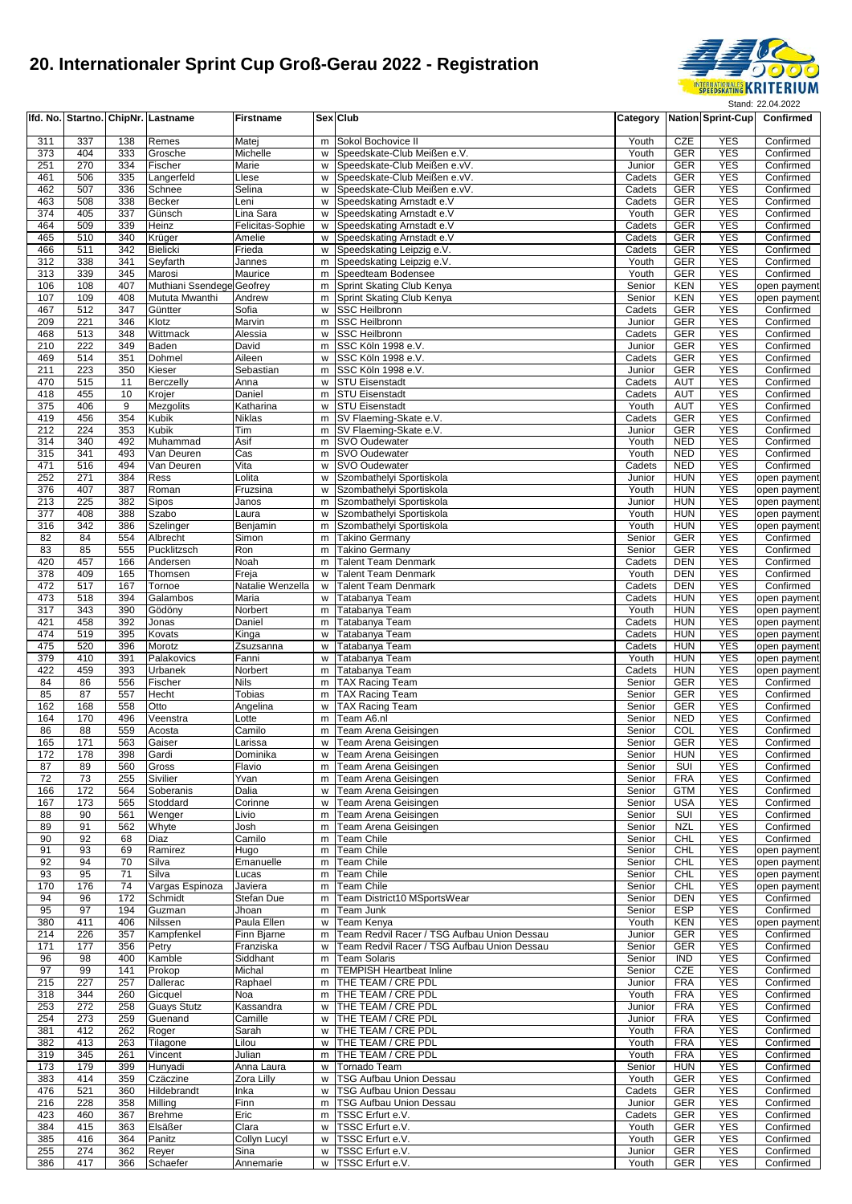# 20. Internationaler Sprint Cup Groß-Gerau 2022 - Registration

Stand: 22.04.2022

| lfd. No. | Startno. | ChipNr. | Lastname | Firstname | Sex | Club | Category | Nation | Sprint-Cup | Confirmed |
|---|---|---|---|---|---|---|---|---|---|---|
| 311 | 337 | 138 | Remes | Matej | m | Sokol Bochovice II | Youth | CZE | YES | Confirmed |
| 373 | 404 | 333 | Grosche | Michelle | w | Speedskate-Club Meißen e.V. | Youth | GER | YES | Confirmed |
| 251 | 270 | 334 | Fischer | Marie | w | Speedskate-Club Meißen e.vV. | Junior | GER | YES | Confirmed |
| 461 | 506 | 335 | Langerfeld | Llese | w | Speedskate-Club Meißen e.vV. | Cadets | GER | YES | Confirmed |
| 462 | 507 | 336 | Schnee | Selina | w | Speedskate-Club Meißen e.vV. | Cadets | GER | YES | Confirmed |
| 463 | 508 | 338 | Becker | Leni | w | Speedskating Arnstadt e.V | Cadets | GER | YES | Confirmed |
| 374 | 405 | 337 | Günsch | Lina Sara | w | Speedskating Arnstadt e.V | Youth | GER | YES | Confirmed |
| 464 | 509 | 339 | Heinz | Felicitas-Sophie | w | Speedskating Arnstadt e.V | Cadets | GER | YES | Confirmed |
| 465 | 510 | 340 | Krüger | Amelie | w | Speedskating Arnstadt e.V | Cadets | GER | YES | Confirmed |
| 466 | 511 | 342 | Bielicki | Frieda | w | Speedskating Leipzig e.V. | Cadets | GER | YES | Confirmed |
| 312 | 338 | 341 | Seyfarth | Jannes | m | Speedskating Leipzig e.V. | Youth | GER | YES | Confirmed |
| 313 | 339 | 345 | Marosi | Maurice | m | Speedteam Bodensee | Youth | GER | YES | Confirmed |
| 106 | 108 | 407 | Muthiani Ssendege | Geofrey | m | Sprint Skating Club Kenya | Senior | KEN | YES | open payment |
| 107 | 109 | 408 | Mututa Mwanthi | Andrew | m | Sprint Skating Club Kenya | Senior | KEN | YES | open payment |
| 467 | 512 | 347 | Güntter | Sofia | w | SSC Heilbronn | Cadets | GER | YES | Confirmed |
| 209 | 221 | 346 | Klotz | Marvin | m | SSC Heilbronn | Junior | GER | YES | Confirmed |
| 468 | 513 | 348 | Wittmack | Alessia | w | SSC Heilbronn | Cadets | GER | YES | Confirmed |
| 210 | 222 | 349 | Baden | David | m | SSC Köln 1998 e.V. | Junior | GER | YES | Confirmed |
| 469 | 514 | 351 | Dohmel | Aileen | w | SSC Köln 1998 e.V. | Cadets | GER | YES | Confirmed |
| 211 | 223 | 350 | Kieser | Sebastian | m | SSC Köln 1998 e.V. | Junior | GER | YES | Confirmed |
| 470 | 515 | 11 | Berczelly | Anna | w | STU Eisenstadt | Cadets | AUT | YES | Confirmed |
| 418 | 455 | 10 | Krojer | Daniel | m | STU Eisenstadt | Cadets | AUT | YES | Confirmed |
| 375 | 406 | 9 | Mezgolits | Katharina | w | STU Eisenstadt | Youth | AUT | YES | Confirmed |
| 419 | 456 | 354 | Kubik | Niklas | m | SV Flaeming-Skate e.V. | Cadets | GER | YES | Confirmed |
| 212 | 224 | 353 | Kubik | Tim | m | SV Flaeming-Skate e.V. | Junior | GER | YES | Confirmed |
| 314 | 340 | 492 | Muhammad | Asif | m | SVO Oudewater | Youth | NED | YES | Confirmed |
| 315 | 341 | 493 | Van Deuren | Cas | m | SVO Oudewater | Youth | NED | YES | Confirmed |
| 471 | 516 | 494 | Van Deuren | Vita | w | SVO Oudewater | Cadets | NED | YES | Confirmed |
| 252 | 271 | 384 | Ress | Lolita | w | Szombathelyi Sportiskola | Junior | HUN | YES | open payment |
| 376 | 407 | 387 | Roman | Fruzsina | w | Szombathelyi Sportiskola | Youth | HUN | YES | open payment |
| 213 | 225 | 382 | Sipos | Janos | m | Szombathelyi Sportiskola | Junior | HUN | YES | open payment |
| 377 | 408 | 388 | Szabo | Laura | w | Szombathelyi Sportiskola | Youth | HUN | YES | open payment |
| 316 | 342 | 386 | Szelinger | Benjamin | m | Szombathelyi Sportiskola | Youth | HUN | YES | open payment |
| 82 | 84 | 554 | Albrecht | Simon | m | Takino Germany | Senior | GER | YES | Confirmed |
| 83 | 85 | 555 | Pucklitzsch | Ron | m | Takino Germany | Senior | GER | YES | Confirmed |
| 420 | 457 | 166 | Andersen | Noah | m | Talent Team Denmark | Cadets | DEN | YES | Confirmed |
| 378 | 409 | 165 | Thomsen | Freja | w | Talent Team Denmark | Youth | DEN | YES | Confirmed |
| 472 | 517 | 167 | Tornoe | Natalie Wenzella | w | Talent Team Denmark | Cadets | DEN | YES | Confirmed |
| 473 | 518 | 394 | Galambos | Maria | w | Tatabanya Team | Cadets | HUN | YES | open payment |
| 317 | 343 | 390 | Gödöny | Norbert | m | Tatabanya Team | Youth | HUN | YES | open payment |
| 421 | 458 | 392 | Jonas | Daniel | m | Tatabanya Team | Cadets | HUN | YES | open payment |
| 474 | 519 | 395 | Kovats | Kinga | w | Tatabanya Team | Cadets | HUN | YES | open payment |
| 475 | 520 | 396 | Morotz | Zsuzsanna | w | Tatabanya Team | Cadets | HUN | YES | open payment |
| 379 | 410 | 391 | Palakovics | Fanni | w | Tatabanya Team | Youth | HUN | YES | open payment |
| 422 | 459 | 393 | Urbanek | Norbert | m | Tatabanya Team | Cadets | HUN | YES | open payment |
| 84 | 86 | 556 | Fischer | Nils | m | TAX Racing Team | Senior | GER | YES | Confirmed |
| 85 | 87 | 557 | Hecht | Tobias | m | TAX Racing Team | Senior | GER | YES | Confirmed |
| 162 | 168 | 558 | Otto | Angelina | w | TAX Racing Team | Senior | GER | YES | Confirmed |
| 164 | 170 | 496 | Veenstra | Lotte | m | Team A6.nl | Senior | NED | YES | Confirmed |
| 86 | 88 | 559 | Acosta | Camilo | m | Team Arena Geisingen | Senior | COL | YES | Confirmed |
| 165 | 171 | 563 | Gaiser | Larissa | w | Team Arena Geisingen | Senior | GER | YES | Confirmed |
| 172 | 178 | 398 | Gardi | Dominika | w | Team Arena Geisingen | Senior | HUN | YES | Confirmed |
| 87 | 89 | 560 | Gross | Flavio | m | Team Arena Geisingen | Senior | SUI | YES | Confirmed |
| 72 | 73 | 255 | Sivilier | Yvan | m | Team Arena Geisingen | Senior | FRA | YES | Confirmed |
| 166 | 172 | 564 | Soberanis | Dalia | w | Team Arena Geisingen | Senior | GTM | YES | Confirmed |
| 167 | 173 | 565 | Stoddard | Corinne | w | Team Arena Geisingen | Senior | USA | YES | Confirmed |
| 88 | 90 | 561 | Wenger | Livio | m | Team Arena Geisingen | Senior | SUI | YES | Confirmed |
| 89 | 91 | 562 | Whyte | Josh | m | Team Arena Geisingen | Senior | NZL | YES | Confirmed |
| 90 | 92 | 68 | Diaz | Camilo | m | Team Chile | Senior | CHL | YES | Confirmed |
| 91 | 93 | 69 | Ramirez | Hugo | m | Team Chile | Senior | CHL | YES | open payment |
| 92 | 94 | 70 | Silva | Emanuelle | m | Team Chile | Senior | CHL | YES | open payment |
| 93 | 95 | 71 | Silva | Lucas | m | Team Chile | Senior | CHL | YES | open payment |
| 170 | 176 | 74 | Vargas Espinoza | Javiera | m | Team Chile | Senior | CHL | YES | open payment |
| 94 | 96 | 172 | Schmidt | Stefan Due | m | Team District10 MSportsWear | Senior | DEN | YES | Confirmed |
| 95 | 97 | 194 | Guzman | Jhoan | m | Team Junk | Senior | ESP | YES | Confirmed |
| 380 | 411 | 406 | Nilssen | Paula Ellen | w | Team Kenya | Youth | KEN | YES | open payment |
| 214 | 226 | 357 | Kampfenkel | Finn Bjarne | m | Team Redvil Racer / TSG Aufbau Union Dessau | Junior | GER | YES | Confirmed |
| 171 | 177 | 356 | Petry | Franziska | w | Team Redvil Racer / TSG Aufbau Union Dessau | Senior | GER | YES | Confirmed |
| 96 | 98 | 400 | Kamble | Siddhant | m | Team Solaris | Senior | IND | YES | Confirmed |
| 97 | 99 | 141 | Prokop | Michal | m | TEMPISH Heartbeat Inline | Senior | CZE | YES | Confirmed |
| 215 | 227 | 257 | Dallerac | Raphael | m | THE TEAM / CRE PDL | Junior | FRA | YES | Confirmed |
| 318 | 344 | 260 | Gicquel | Noa | m | THE TEAM / CRE PDL | Youth | FRA | YES | Confirmed |
| 253 | 272 | 258 | Guays Stutz | Kassandra | w | THE TEAM / CRE PDL | Junior | FRA | YES | Confirmed |
| 254 | 273 | 259 | Guenand | Camille | w | THE TEAM / CRE PDL | Junior | FRA | YES | Confirmed |
| 381 | 412 | 262 | Roger | Sarah | w | THE TEAM / CRE PDL | Youth | FRA | YES | Confirmed |
| 382 | 413 | 263 | Tilagone | Lilou | w | THE TEAM / CRE PDL | Youth | FRA | YES | Confirmed |
| 319 | 345 | 261 | Vincent | Julian | m | THE TEAM / CRE PDL | Youth | FRA | YES | Confirmed |
| 173 | 179 | 399 | Hunyadi | Anna Laura | w | Tornado Team | Senior | HUN | YES | Confirmed |
| 383 | 414 | 359 | Czäczine | Zora Lilly | w | TSG Aufbau Union Dessau | Youth | GER | YES | Confirmed |
| 476 | 521 | 360 | Hildebrandt | Inka | w | TSG Aufbau Union Dessau | Cadets | GER | YES | Confirmed |
| 216 | 228 | 358 | Milling | Finn | m | TSG Aufbau Union Dessau | Junior | GER | YES | Confirmed |
| 423 | 460 | 367 | Brehme | Eric | m | TSSC Erfurt e.V. | Cadets | GER | YES | Confirmed |
| 384 | 415 | 363 | Elsäßer | Clara | w | TSSC Erfurt e.V. | Youth | GER | YES | Confirmed |
| 385 | 416 | 364 | Panitz | Collyn Lucyl | w | TSSC Erfurt e.V. | Youth | GER | YES | Confirmed |
| 255 | 274 | 362 | Reyer | Sina | w | TSSC Erfurt e.V. | Junior | GER | YES | Confirmed |
| 386 | 417 | 366 | Schaefer | Annemarie | w | TSSC Erfurt e.V. | Youth | GER | YES | Confirmed |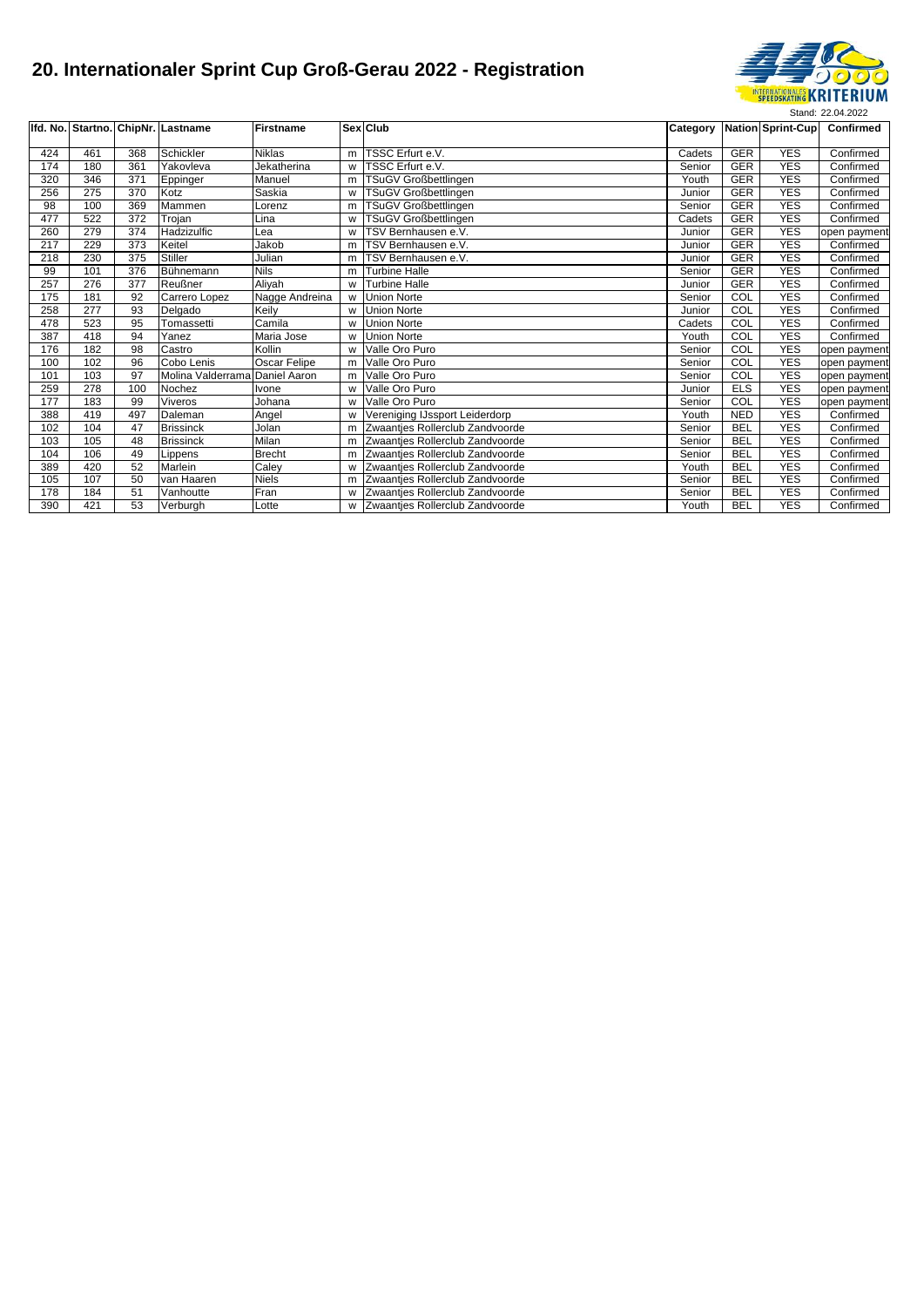# 20. Internationaler Sprint Cup Groß-Gerau 2022 - Registration

Stand: 22.04.2022

| lfd. No. | Startno. | ChipNr. | Lastname | Firstname | Sex | Club | Category | Nation | Sprint-Cup | Confirmed |
|---|---|---|---|---|---|---|---|---|---|---|
| 424 | 461 | 368 | Schickler | Niklas | m | TSSC Erfurt e.V. | Cadets | GER | YES | Confirmed |
| 174 | 180 | 361 | Yakovleva | Jekatherina | w | TSSC Erfurt e.V. | Senior | GER | YES | Confirmed |
| 320 | 346 | 371 | Eppinger | Manuel | m | TSuGV Großbettlingen | Youth | GER | YES | Confirmed |
| 256 | 275 | 370 | Kotz | Saskia | w | TSuGV Großbettlingen | Junior | GER | YES | Confirmed |
| 98 | 100 | 369 | Mammen | Lorenz | m | TSuGV Großbettlingen | Senior | GER | YES | Confirmed |
| 477 | 522 | 372 | Trojan | Lina | w | TSuGV Großbettlingen | Cadets | GER | YES | Confirmed |
| 260 | 279 | 374 | Hadzizulfic | Lea | w | TSV Bernhausen e.V. | Junior | GER | YES | open payment |
| 217 | 229 | 373 | Keitel | Jakob | m | TSV Bernhausen e.V. | Junior | GER | YES | Confirmed |
| 218 | 230 | 375 | Stiller | Julian | m | TSV Bernhausen e.V. | Junior | GER | YES | Confirmed |
| 99 | 101 | 376 | Bühnemann | Nils | m | Turbine Halle | Senior | GER | YES | Confirmed |
| 257 | 276 | 377 | Reußner | Aliyah | w | Turbine Halle | Junior | GER | YES | Confirmed |
| 175 | 181 | 92 | Carrero Lopez | Nagge Andreina | w | Union Norte | Senior | COL | YES | Confirmed |
| 258 | 277 | 93 | Delgado | Keily | w | Union Norte | Junior | COL | YES | Confirmed |
| 478 | 523 | 95 | Tomassetti | Camila | w | Union Norte | Cadets | COL | YES | Confirmed |
| 387 | 418 | 94 | Yanez | Maria Jose | w | Union Norte | Youth | COL | YES | Confirmed |
| 176 | 182 | 98 | Castro | Kollin | w | Valle Oro Puro | Senior | COL | YES | open payment |
| 100 | 102 | 96 | Cobo Lenis | Oscar Felipe | m | Valle Oro Puro | Senior | COL | YES | open payment |
| 101 | 103 | 97 | Molina Valderrama | Daniel Aaron | m | Valle Oro Puro | Senior | COL | YES | open payment |
| 259 | 278 | 100 | Nochez | Ivone | w | Valle Oro Puro | Junior | ELS | YES | open payment |
| 177 | 183 | 99 | Viveros | Johana | w | Valle Oro Puro | Senior | COL | YES | open payment |
| 388 | 419 | 497 | Daleman | Angel | w | Vereniging IJssport Leiderdorp | Youth | NED | YES | Confirmed |
| 102 | 104 | 47 | Brissinck | Jolan | m | Zwaantjes Rollerclub Zandvoorde | Senior | BEL | YES | Confirmed |
| 103 | 105 | 48 | Brissinck | Milan | m | Zwaantjes Rollerclub Zandvoorde | Senior | BEL | YES | Confirmed |
| 104 | 106 | 49 | Lippens | Brecht | m | Zwaantjes Rollerclub Zandvoorde | Senior | BEL | YES | Confirmed |
| 389 | 420 | 52 | Marlein | Caley | w | Zwaantjes Rollerclub Zandvoorde | Youth | BEL | YES | Confirmed |
| 105 | 107 | 50 | van Haaren | Niels | m | Zwaantjes Rollerclub Zandvoorde | Senior | BEL | YES | Confirmed |
| 178 | 184 | 51 | Vanhoutte | Fran | w | Zwaantjes Rollerclub Zandvoorde | Senior | BEL | YES | Confirmed |
| 390 | 421 | 53 | Verburgh | Lotte | w | Zwaantjes Rollerclub Zandvoorde | Youth | BEL | YES | Confirmed |